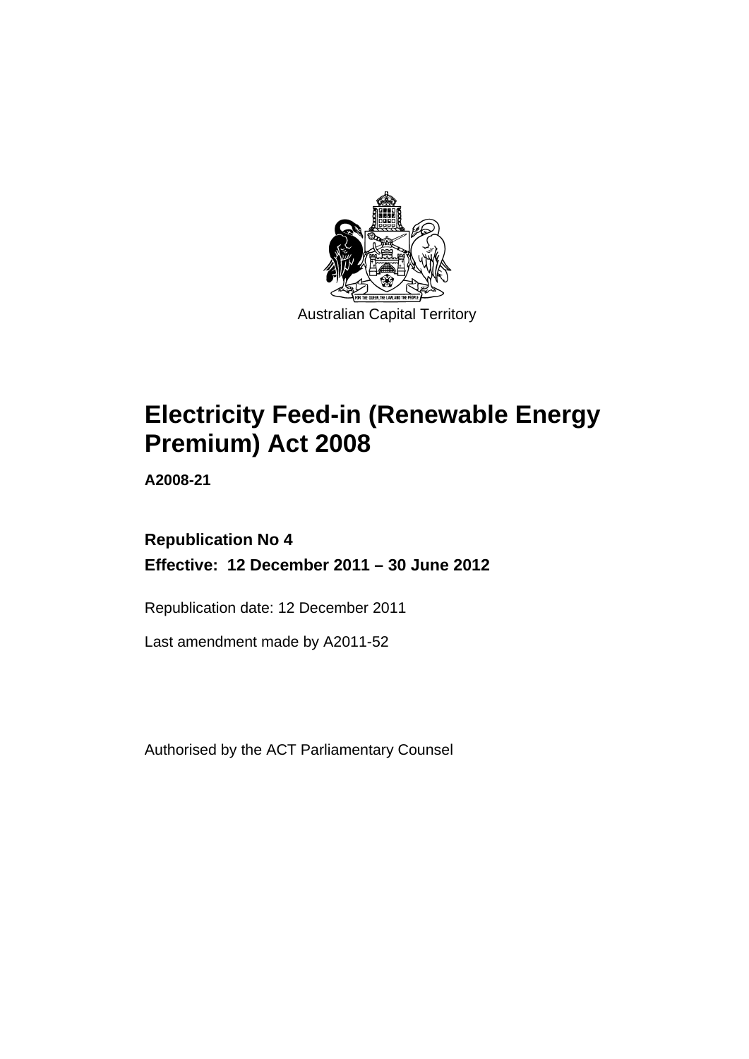Australian Capital Territory

# Electricity Feed-in (Renewable Energy Premium) Act 2008

**A2008-21**

**Republication No 4**

**Effective: 12 December 2011 – 30 June 2012**

Republication date: 12 December 2011

Last amendment made by A2011-52

Authorised by the ACT Parliamentary Counsel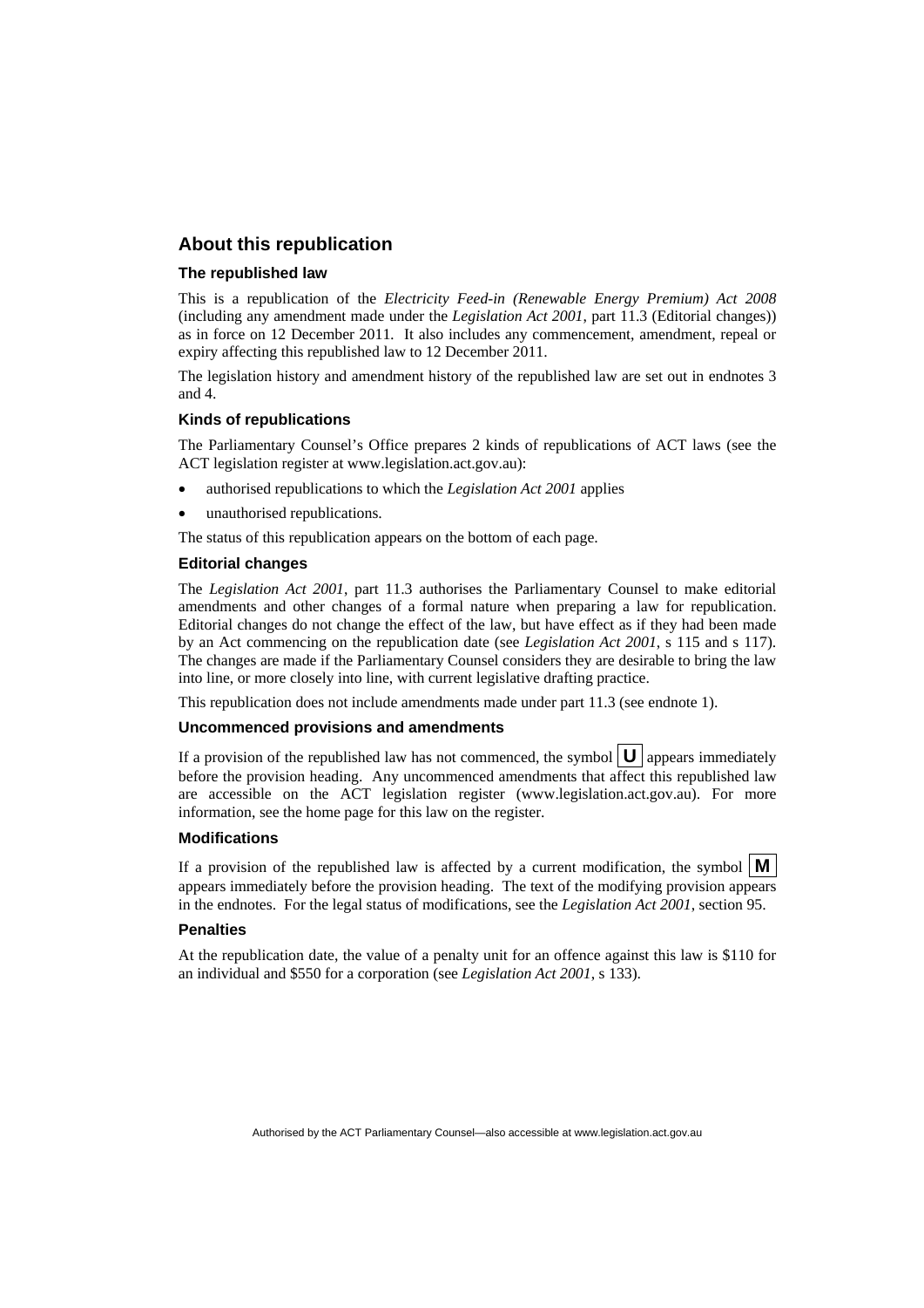## About this republication

### The republished law

This is a republication of the *Electricity Feed-in (Renewable Energy Premium) Act 2008* (including any amendment made under the *Legislation Act 2001*, part 11.3 (Editorial changes)) as in force on 12 December 2011. It also includes any commencement, amendment, repeal or expiry affecting this republished law to 12 December 2011.

The legislation history and amendment history of the republished law are set out in endnotes 3 and 4.

### Kinds of republications

The Parliamentary Counsel's Office prepares 2 kinds of republications of ACT laws (see the ACT legislation register at www.legislation.act.gov.au):

- authorised republications to which the *Legislation Act 2001* applies
- unauthorised republications.

The status of this republication appears on the bottom of each page.

### Editorial changes

The *Legislation Act 2001*, part 11.3 authorises the Parliamentary Counsel to make editorial amendments and other changes of a formal nature when preparing a law for republication. Editorial changes do not change the effect of the law, but have effect as if they had been made by an Act commencing on the republication date (see *Legislation Act 2001*, s 115 and s 117). The changes are made if the Parliamentary Counsel considers they are desirable to bring the law into line, or more closely into line, with current legislative drafting practice.

This republication does not include amendments made under part 11.3 (see endnote 1).

### Uncommenced provisions and amendments

If a provision of the republished law has not commenced, the symbol **U** appears immediately before the provision heading. Any uncommenced amendments that affect this republished law are accessible on the ACT legislation register (www.legislation.act.gov.au). For more information, see the home page for this law on the register.

### Modifications

If a provision of the republished law is affected by a current modification, the symbol **M** appears immediately before the provision heading. The text of the modifying provision appears in the endnotes. For the legal status of modifications, see the *Legislation Act 2001*, section 95.

### Penalties

At the republication date, the value of a penalty unit for an offence against this law is $110 for an individual and $550 for a corporation (see *Legislation Act 2001*, s 133).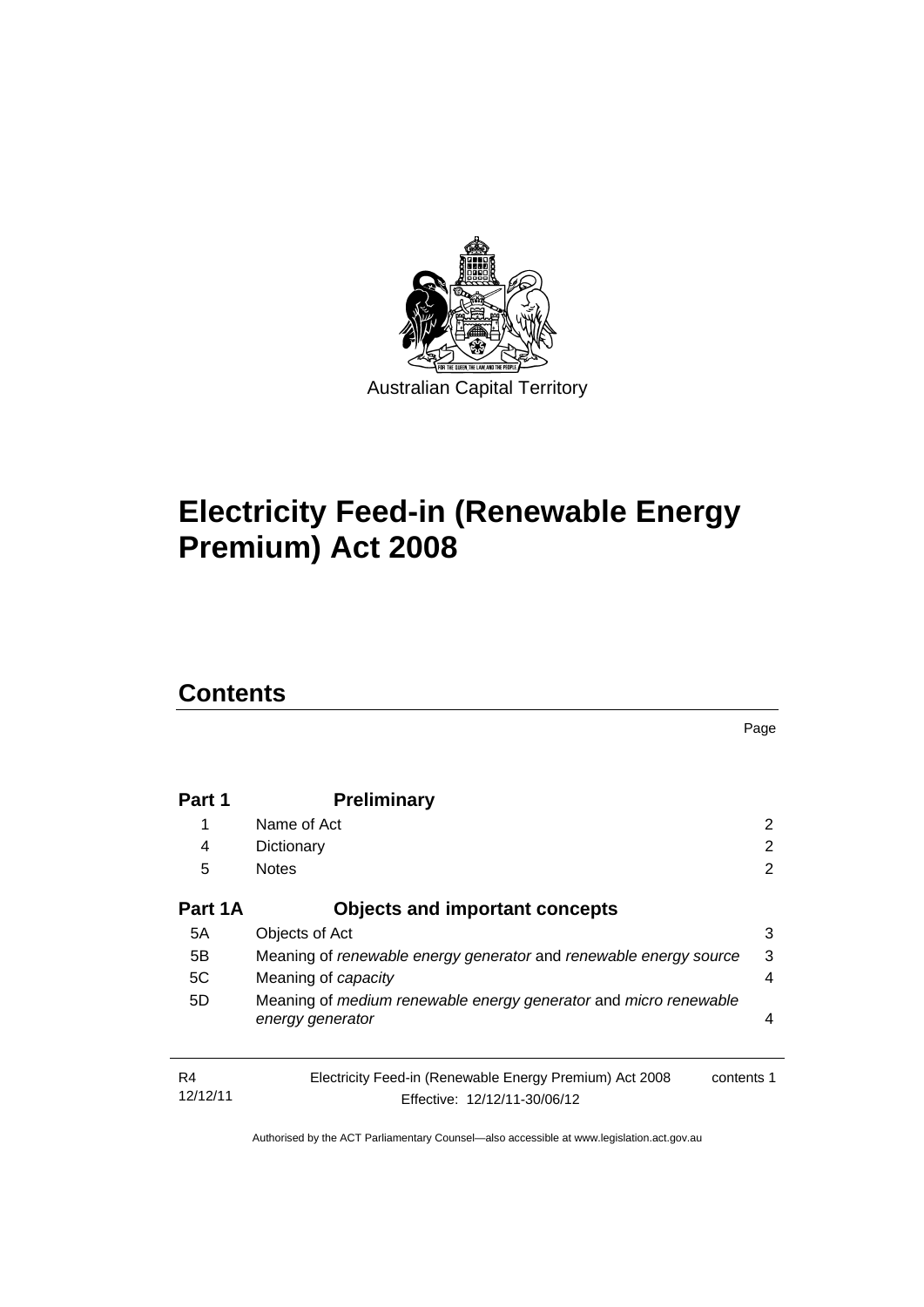Australian Capital Territory

# Electricity Feed-in (Renewable Energy Premium) Act 2008

## Contents

| | | Page |
|---|---|---|
| **Part 1** | **Preliminary** | |
| 1 | Name of Act | 2 |
| 4 | Dictionary | 2 |
| 5 | Notes | 2 |
| **Part 1A** | **Objects and important concepts** | |
| 5A | Objects of Act | 3 |
| 5B | Meaning of *renewable energy generator* and *renewable energy source* | 3 |
| 5C | Meaning of *capacity* | 4 |
| 5D | Meaning of *medium renewable energy generator* and *micro renewable energy generator* | 4 |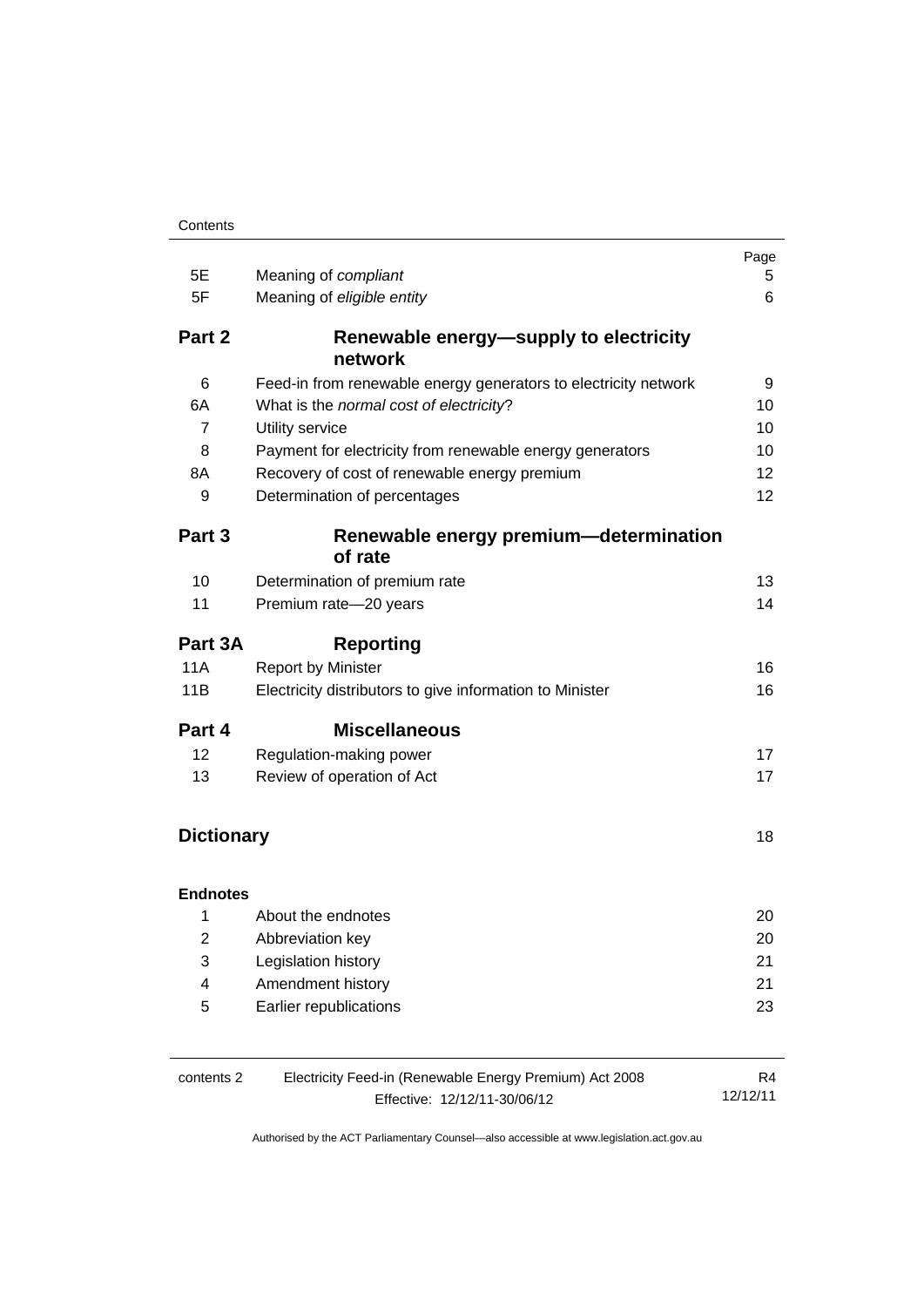| | | Page |
|---|---|---|
| 5E | Meaning of *compliant* | 5 |
| 5F | Meaning of *eligible entity* | 6 |
| **Part 2** | **Renewable energy—supply to electricity network** | |
| 6 | Feed-in from renewable energy generators to electricity network | 9 |
| 6A | What is the *normal cost of electricity*? | 10 |
| 7 | Utility service | 10 |
| 8 | Payment for electricity from renewable energy generators | 10 |
| 8A | Recovery of cost of renewable energy premium | 12 |
| 9 | Determination of percentages | 12 |
| **Part 3** | **Renewable energy premium—determination of rate** | |
| 10 | Determination of premium rate | 13 |
| 11 | Premium rate—20 years | 14 |
| **Part 3A** | **Reporting** | |
| 11A | Report by Minister | 16 |
| 11B | Electricity distributors to give information to Minister | 16 |
| **Part 4** | **Miscellaneous** | |
| 12 | Regulation-making power | 17 |
| 13 | Review of operation of Act | 17 |
| **Dictionary** | | 18 |
| **Endnotes** | | |
| 1 | About the endnotes | 20 |
| 2 | Abbreviation key | 20 |
| 3 | Legislation history | 21 |
| 4 | Amendment history | 21 |
| 5 | Earlier republications | 23 |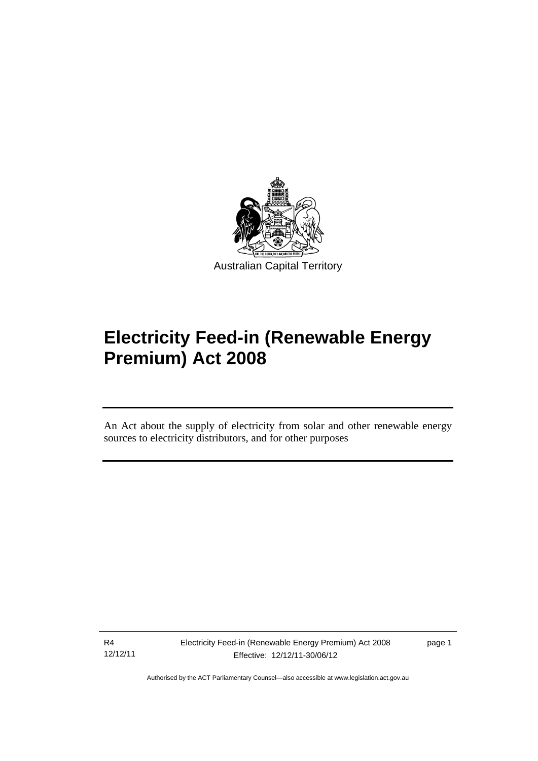Australian Capital Territory

# Electricity Feed-in (Renewable Energy Premium) Act 2008

An Act about the supply of electricity from solar and other renewable energy sources to electricity distributors, and for other purposes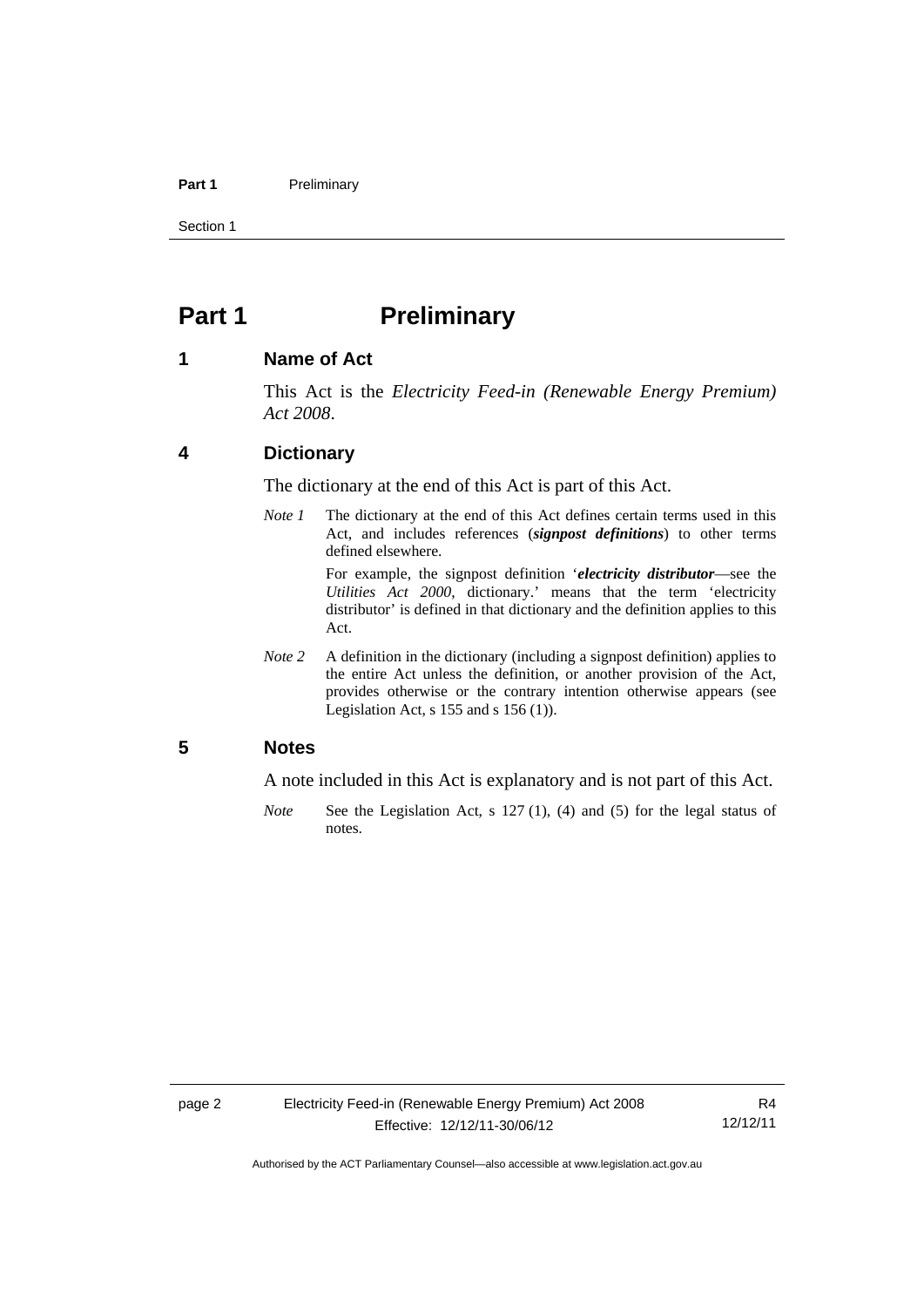# Part 1 Preliminary

## 1 Name of Act

This Act is the *Electricity Feed-in (Renewable Energy Premium) Act 2008*.

## 4 Dictionary

The dictionary at the end of this Act is part of this Act.

*Note 1* The dictionary at the end of this Act defines certain terms used in this Act, and includes references (***signpost definitions***) to other terms defined elsewhere.

For example, the signpost definition '***electricity distributor***—see the *Utilities Act 2000*, dictionary.' means that the term 'electricity distributor' is defined in that dictionary and the definition applies to this Act.

*Note 2* A definition in the dictionary (including a signpost definition) applies to the entire Act unless the definition, or another provision of the Act, provides otherwise or the contrary intention otherwise appears (see Legislation Act, s 155 and s 156 (1)).

## 5 Notes

A note included in this Act is explanatory and is not part of this Act.

*Note* See the Legislation Act, s 127 (1), (4) and (5) for the legal status of notes.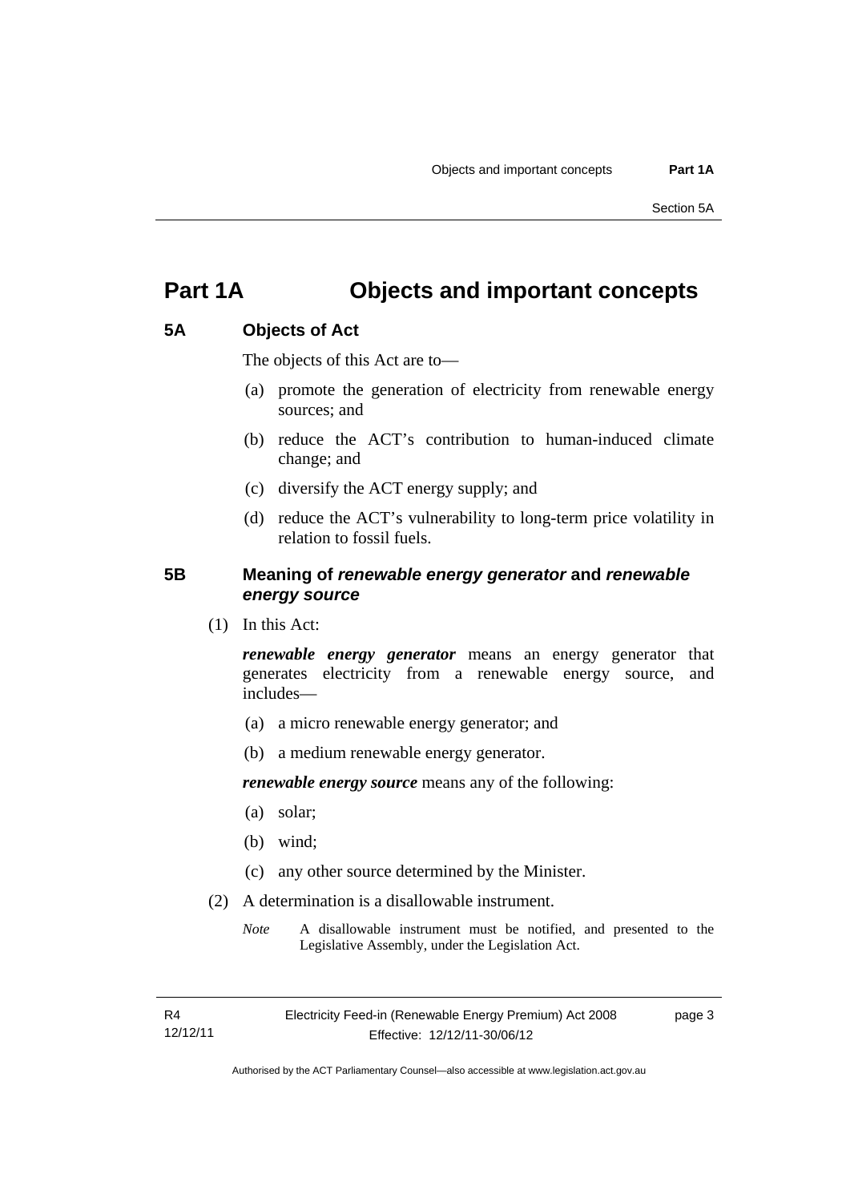# Part 1A Objects and important concepts

## 5A Objects of Act

The objects of this Act are to—

(a) promote the generation of electricity from renewable energy sources; and

(b) reduce the ACT's contribution to human-induced climate change; and

(c) diversify the ACT energy supply; and

(d) reduce the ACT's vulnerability to long-term price volatility in relation to fossil fuels.

## 5B Meaning of *renewable energy generator* and *renewable energy source*

(1) In this Act:

***renewable energy generator*** means an energy generator that generates electricity from a renewable energy source, and includes—

(a) a micro renewable energy generator; and

(b) a medium renewable energy generator.

***renewable energy source*** means any of the following:

(a) solar;

(b) wind;

(c) any other source determined by the Minister.

(2) A determination is a disallowable instrument.

*Note* A disallowable instrument must be notified, and presented to the Legislative Assembly, under the Legislation Act.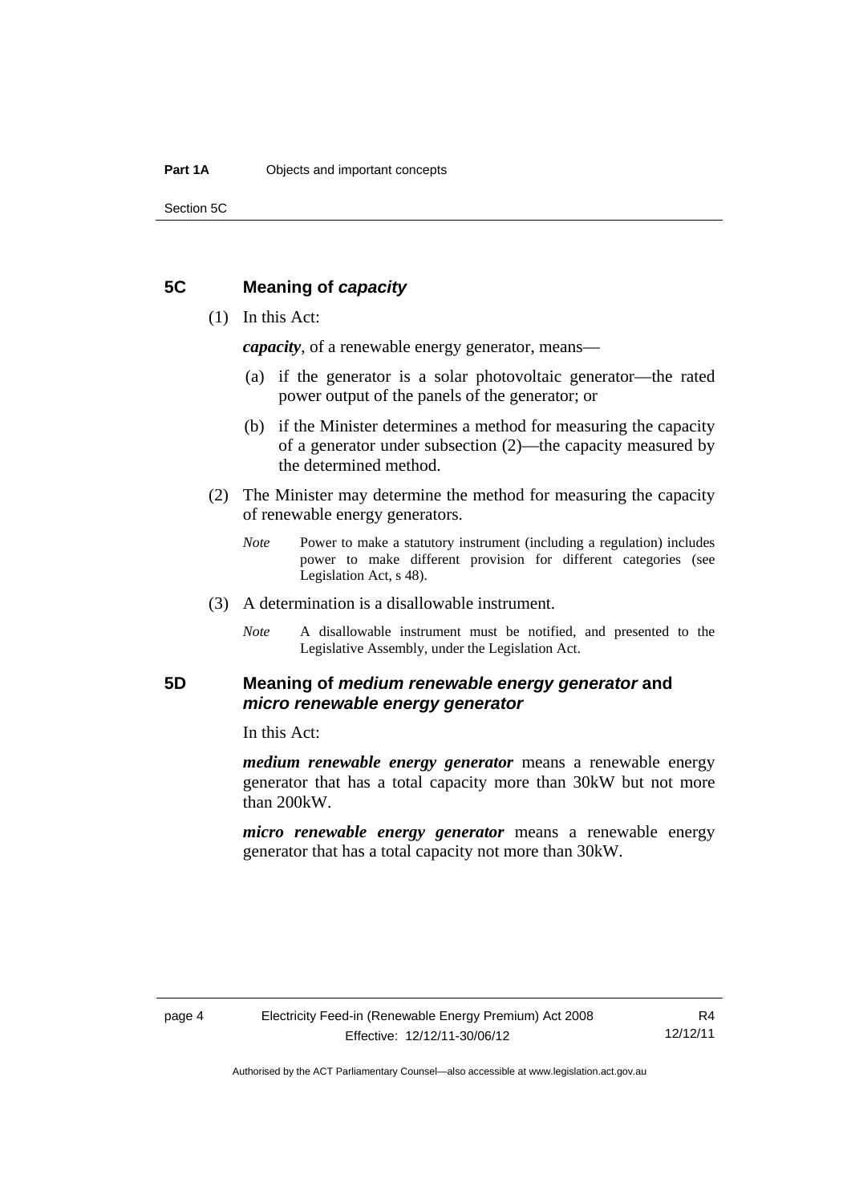## 5C Meaning of *capacity*

(1) In this Act:

***capacity***, of a renewable energy generator, means—

(a) if the generator is a solar photovoltaic generator—the rated power output of the panels of the generator; or

(b) if the Minister determines a method for measuring the capacity of a generator under subsection (2)—the capacity measured by the determined method.

(2) The Minister may determine the method for measuring the capacity of renewable energy generators.

*Note* Power to make a statutory instrument (including a regulation) includes power to make different provision for different categories (see Legislation Act, s 48).

(3) A determination is a disallowable instrument.

*Note* A disallowable instrument must be notified, and presented to the Legislative Assembly, under the Legislation Act.

## 5D Meaning of *medium renewable energy generator* and *micro renewable energy generator*

In this Act:

***medium renewable energy generator*** means a renewable energy generator that has a total capacity more than 30kW but not more than 200kW.

***micro renewable energy generator*** means a renewable energy generator that has a total capacity not more than 30kW.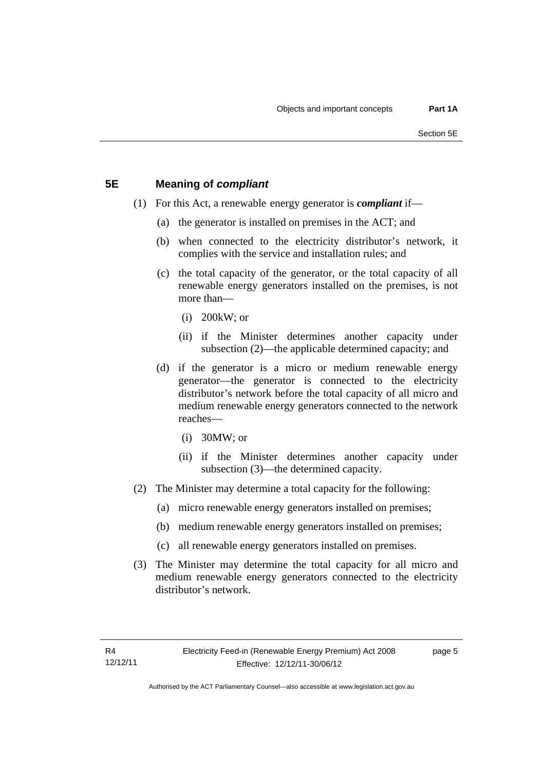## 5E Meaning of ***compliant***

(1) For this Act, a renewable energy generator is ***compliant*** if—

(a) the generator is installed on premises in the ACT; and

(b) when connected to the electricity distributor's network, it complies with the service and installation rules; and

(c) the total capacity of the generator, or the total capacity of all renewable energy generators installed on the premises, is not more than—

(i) 200kW; or

(ii) if the Minister determines another capacity under subsection (2)—the applicable determined capacity; and

(d) if the generator is a micro or medium renewable energy generator—the generator is connected to the electricity distributor's network before the total capacity of all micro and medium renewable energy generators connected to the network reaches—

(i) 30MW; or

(ii) if the Minister determines another capacity under subsection (3)—the determined capacity.

(2) The Minister may determine a total capacity for the following:

(a) micro renewable energy generators installed on premises;

(b) medium renewable energy generators installed on premises;

(c) all renewable energy generators installed on premises.

(3) The Minister may determine the total capacity for all micro and medium renewable energy generators connected to the electricity distributor's network.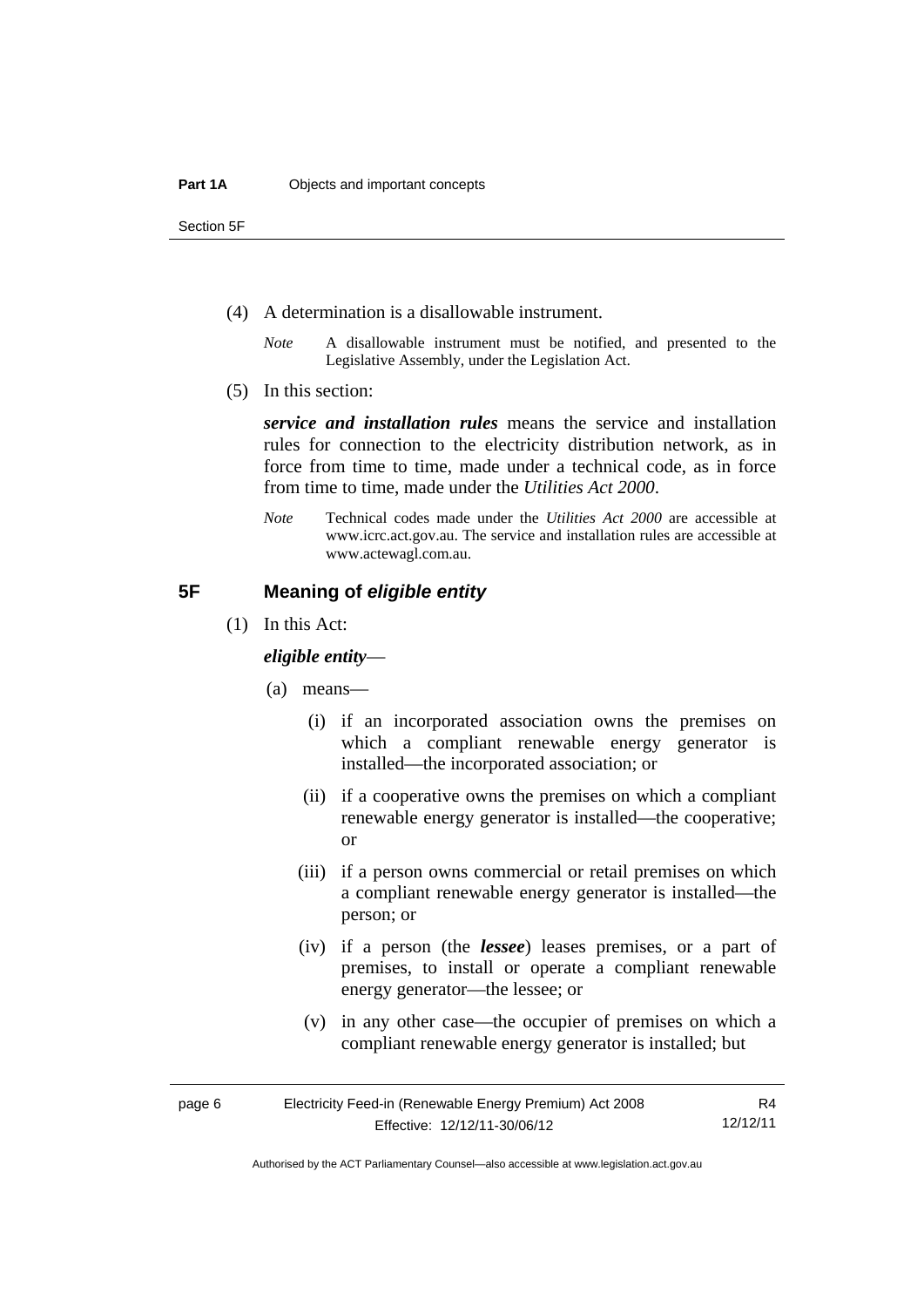(4) A determination is a disallowable instrument.

*Note* A disallowable instrument must be notified, and presented to the Legislative Assembly, under the Legislation Act.

(5) In this section:

***service and installation rules*** means the service and installation rules for connection to the electricity distribution network, as in force from time to time, made under a technical code, as in force from time to time, made under the *Utilities Act 2000*.

*Note* Technical codes made under the *Utilities Act 2000* are accessible at www.icrc.act.gov.au. The service and installation rules are accessible at www.actewagl.com.au.

## 5F Meaning of *eligible entity*

(1) In this Act:

***eligible entity***—

(a) means—

(i) if an incorporated association owns the premises on which a compliant renewable energy generator is installed—the incorporated association; or

(ii) if a cooperative owns the premises on which a compliant renewable energy generator is installed—the cooperative; or

(iii) if a person owns commercial or retail premises on which a compliant renewable energy generator is installed—the person; or

(iv) if a person (the ***lessee***) leases premises, or a part of premises, to install or operate a compliant renewable energy generator—the lessee; or

(v) in any other case—the occupier of premises on which a compliant renewable energy generator is installed; but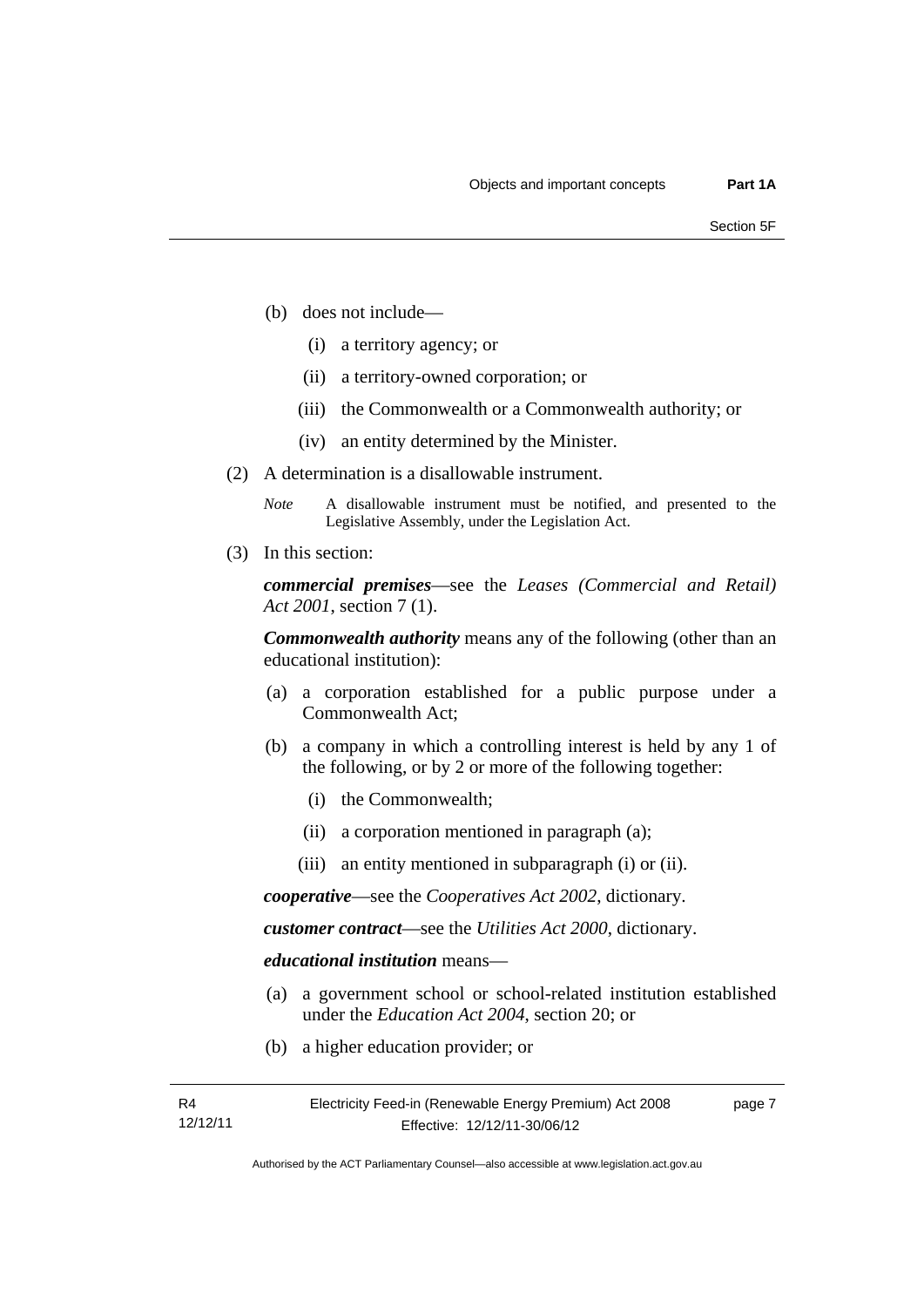(b) does not include—

  (i) a territory agency; or

  (ii) a territory-owned corporation; or

  (iii) the Commonwealth or a Commonwealth authority; or

  (iv) an entity determined by the Minister.

(2) A determination is a disallowable instrument.

*Note* A disallowable instrument must be notified, and presented to the Legislative Assembly, under the Legislation Act.

(3) In this section:

***commercial premises***—see the *Leases (Commercial and Retail) Act 2001*, section 7 (1).

***Commonwealth authority*** means any of the following (other than an educational institution):

(a) a corporation established for a public purpose under a Commonwealth Act;

(b) a company in which a controlling interest is held by any 1 of the following, or by 2 or more of the following together:

  (i) the Commonwealth;

  (ii) a corporation mentioned in paragraph (a);

  (iii) an entity mentioned in subparagraph (i) or (ii).

***cooperative***—see the *Cooperatives Act 2002*, dictionary.

***customer contract***—see the *Utilities Act 2000*, dictionary.

***educational institution*** means—

(a) a government school or school-related institution established under the *Education Act 2004*, section 20; or

(b) a higher education provider; or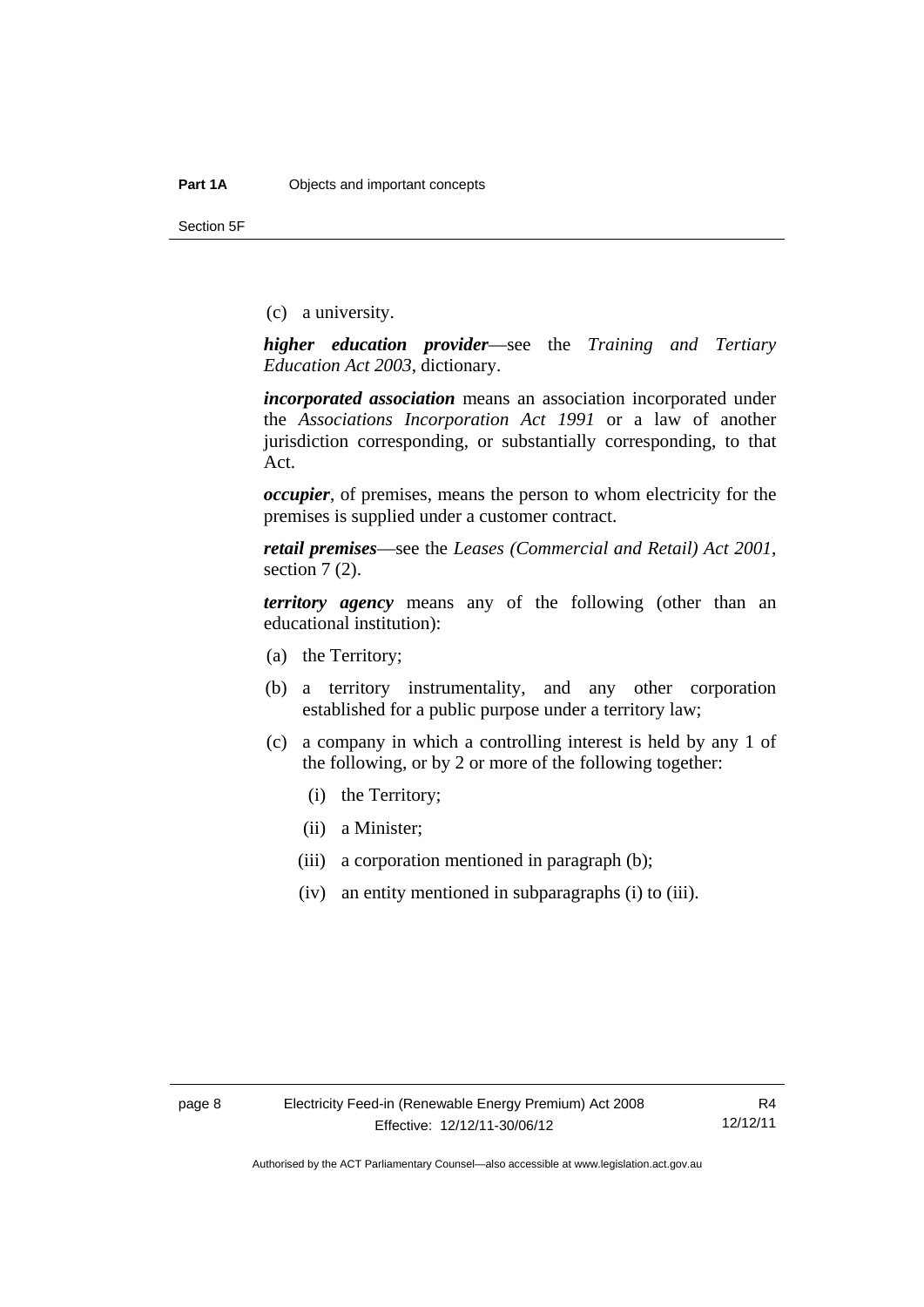(c) a university.

***higher education provider***—see the *Training and Tertiary Education Act 2003*, dictionary.

***incorporated association*** means an association incorporated under the *Associations Incorporation Act 1991* or a law of another jurisdiction corresponding, or substantially corresponding, to that Act.

***occupier***, of premises, means the person to whom electricity for the premises is supplied under a customer contract.

***retail premises***—see the *Leases (Commercial and Retail) Act 2001*, section 7 (2).

***territory agency*** means any of the following (other than an educational institution):

(a) the Territory;

(b) a territory instrumentality, and any other corporation established for a public purpose under a territory law;

(c) a company in which a controlling interest is held by any 1 of the following, or by 2 or more of the following together:

(i) the Territory;

(ii) a Minister;

(iii) a corporation mentioned in paragraph (b);

(iv) an entity mentioned in subparagraphs (i) to (iii).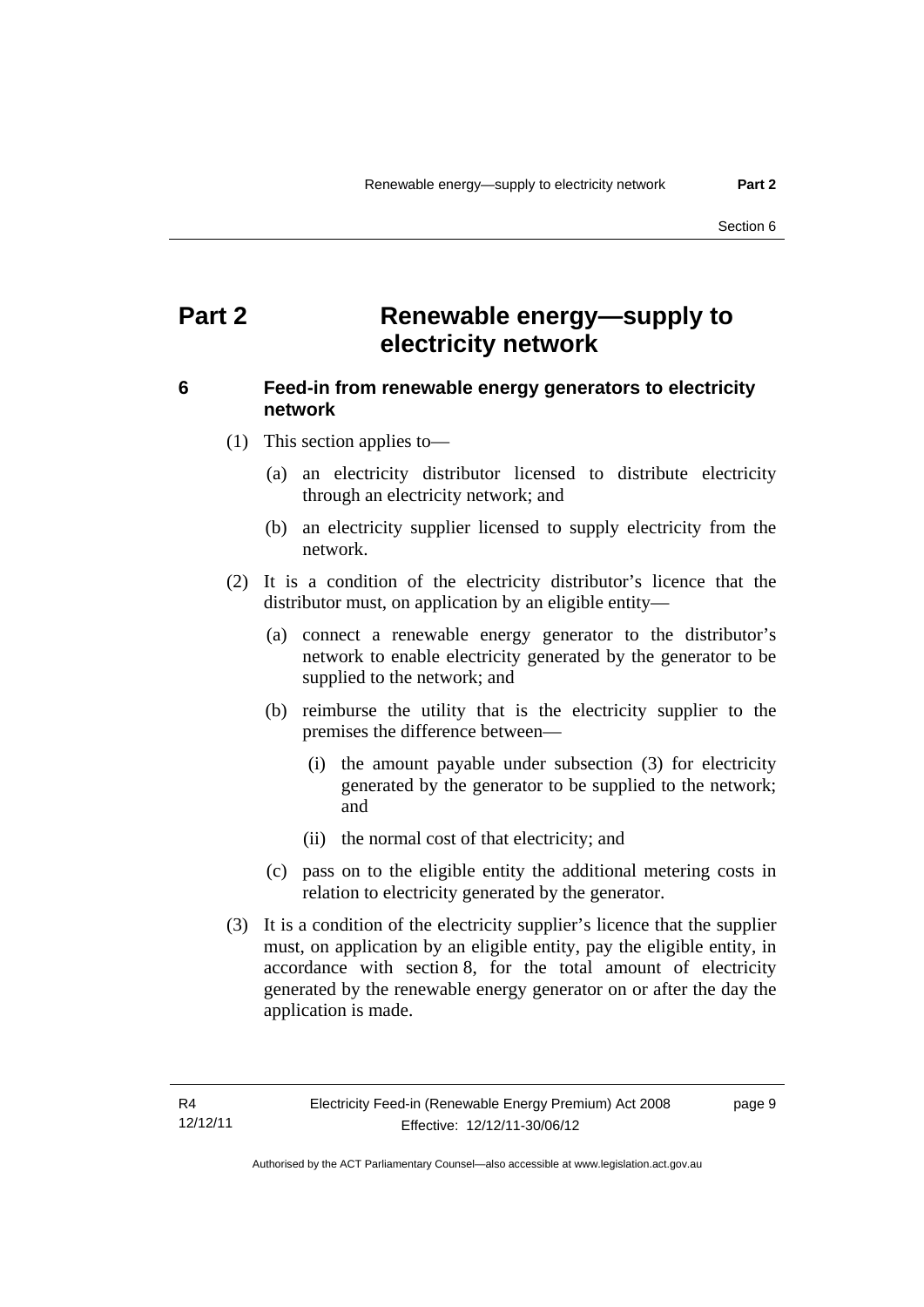# Part 2 Renewable energy—supply to electricity network

## 6 Feed-in from renewable energy generators to electricity network

(1) This section applies to—

(a) an electricity distributor licensed to distribute electricity through an electricity network; and

(b) an electricity supplier licensed to supply electricity from the network.

(2) It is a condition of the electricity distributor's licence that the distributor must, on application by an eligible entity—

(a) connect a renewable energy generator to the distributor's network to enable electricity generated by the generator to be supplied to the network; and

(b) reimburse the utility that is the electricity supplier to the premises the difference between—

(i) the amount payable under subsection (3) for electricity generated by the generator to be supplied to the network; and

(ii) the normal cost of that electricity; and

(c) pass on to the eligible entity the additional metering costs in relation to electricity generated by the generator.

(3) It is a condition of the electricity supplier's licence that the supplier must, on application by an eligible entity, pay the eligible entity, in accordance with section 8, for the total amount of electricity generated by the renewable energy generator on or after the day the application is made.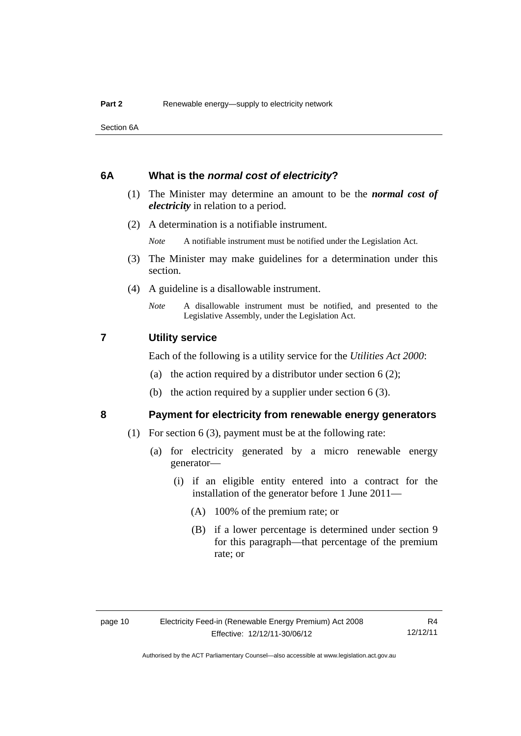## 6A What is the *normal cost of electricity*?

(1) The Minister may determine an amount to be the ***normal cost of electricity*** in relation to a period.

(2) A determination is a notifiable instrument.

*Note* A notifiable instrument must be notified under the Legislation Act.

(3) The Minister may make guidelines for a determination under this section.

(4) A guideline is a disallowable instrument.

*Note* A disallowable instrument must be notified, and presented to the Legislative Assembly, under the Legislation Act.

## 7 Utility service

Each of the following is a utility service for the *Utilities Act 2000*:

(a) the action required by a distributor under section 6 (2);

(b) the action required by a supplier under section 6 (3).

## 8 Payment for electricity from renewable energy generators

(1) For section 6 (3), payment must be at the following rate:

(a) for electricity generated by a micro renewable energy generator—

(i) if an eligible entity entered into a contract for the installation of the generator before 1 June 2011—

(A) 100% of the premium rate; or

(B) if a lower percentage is determined under section 9 for this paragraph—that percentage of the premium rate; or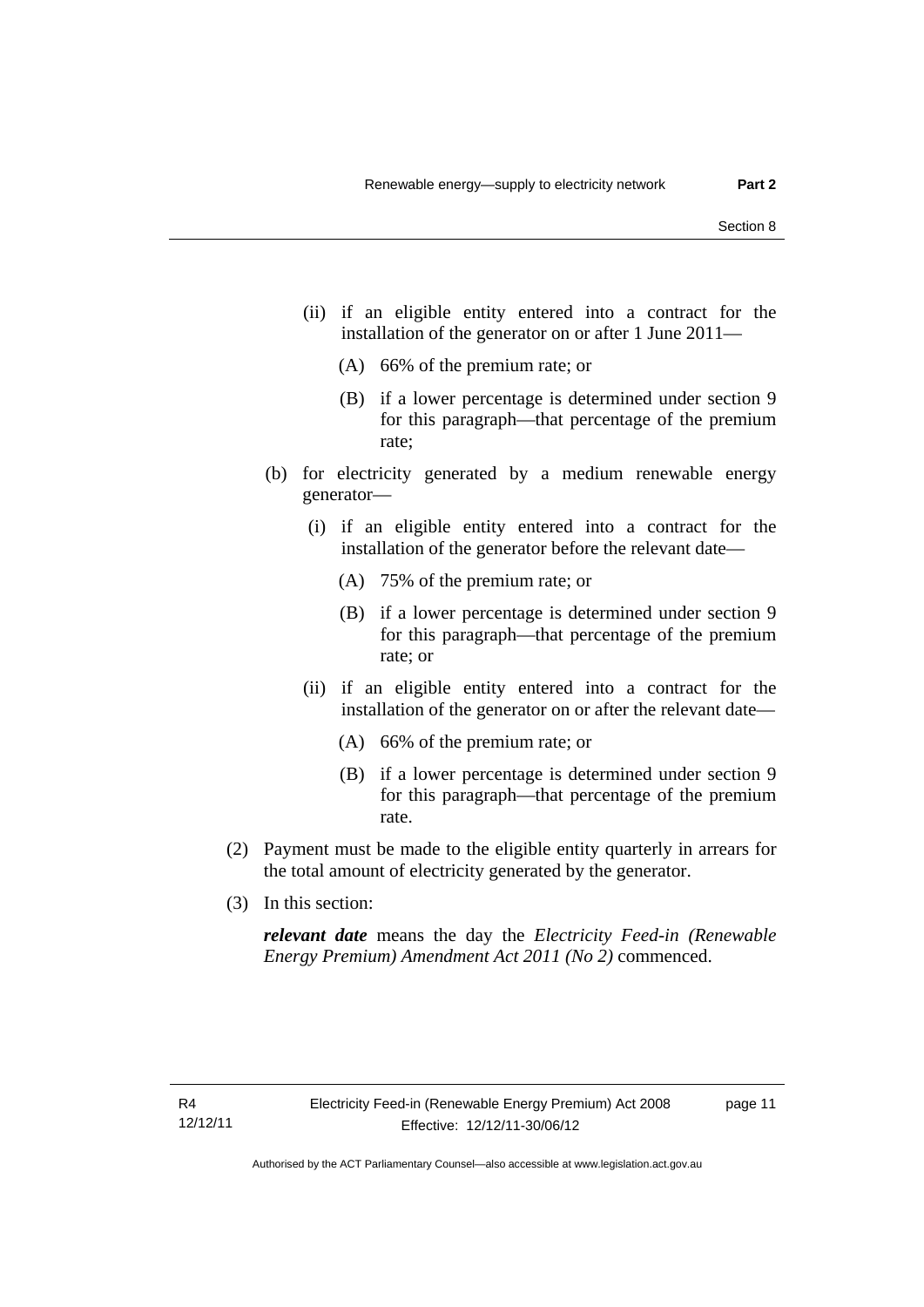(ii) if an eligible entity entered into a contract for the installation of the generator on or after 1 June 2011—

(A) 66% of the premium rate; or

(B) if a lower percentage is determined under section 9 for this paragraph—that percentage of the premium rate;

(b) for electricity generated by a medium renewable energy generator—

(i) if an eligible entity entered into a contract for the installation of the generator before the relevant date—

(A) 75% of the premium rate; or

(B) if a lower percentage is determined under section 9 for this paragraph—that percentage of the premium rate; or

(ii) if an eligible entity entered into a contract for the installation of the generator on or after the relevant date—

(A) 66% of the premium rate; or

(B) if a lower percentage is determined under section 9 for this paragraph—that percentage of the premium rate.

(2) Payment must be made to the eligible entity quarterly in arrears for the total amount of electricity generated by the generator.

(3) In this section:

***relevant date*** means the day the *Electricity Feed-in (Renewable Energy Premium) Amendment Act 2011 (No 2)* commenced.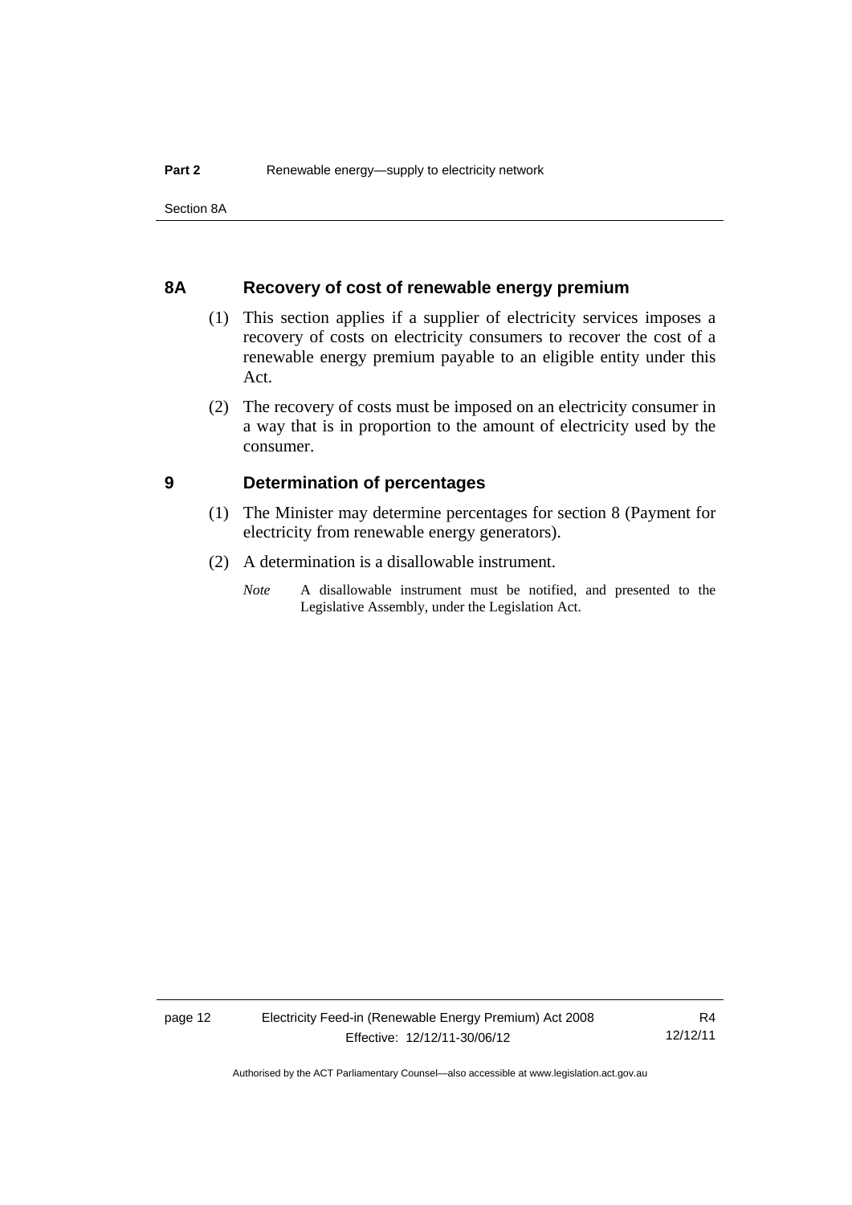### 8A Recovery of cost of renewable energy premium

(1) This section applies if a supplier of electricity services imposes a recovery of costs on electricity consumers to recover the cost of a renewable energy premium payable to an eligible entity under this Act.

(2) The recovery of costs must be imposed on an electricity consumer in a way that is in proportion to the amount of electricity used by the consumer.

### 9 Determination of percentages

(1) The Minister may determine percentages for section 8 (Payment for electricity from renewable energy generators).

(2) A determination is a disallowable instrument.

*Note* A disallowable instrument must be notified, and presented to the Legislative Assembly, under the Legislation Act.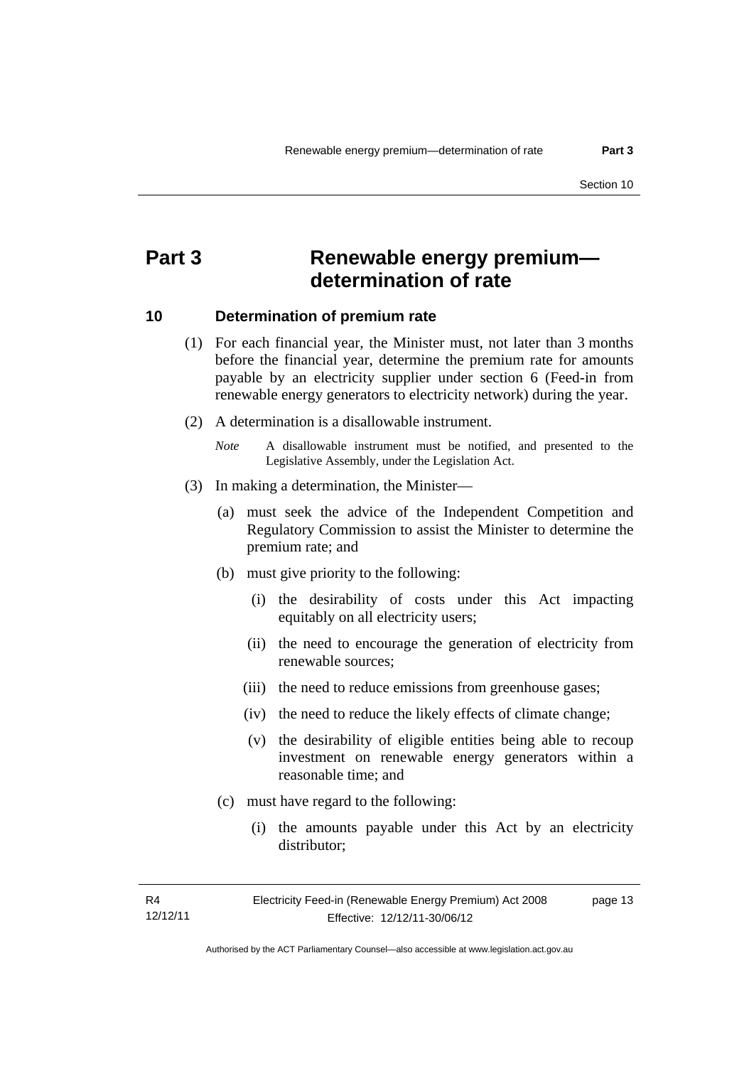# Part 3 Renewable energy premium—determination of rate

## 10 Determination of premium rate

(1) For each financial year, the Minister must, not later than 3 months before the financial year, determine the premium rate for amounts payable by an electricity supplier under section 6 (Feed-in from renewable energy generators to electricity network) during the year.

(2) A determination is a disallowable instrument.

*Note* A disallowable instrument must be notified, and presented to the Legislative Assembly, under the Legislation Act.

(3) In making a determination, the Minister—

(a) must seek the advice of the Independent Competition and Regulatory Commission to assist the Minister to determine the premium rate; and

(b) must give priority to the following:

(i) the desirability of costs under this Act impacting equitably on all electricity users;

(ii) the need to encourage the generation of electricity from renewable sources;

(iii) the need to reduce emissions from greenhouse gases;

(iv) the need to reduce the likely effects of climate change;

(v) the desirability of eligible entities being able to recoup investment on renewable energy generators within a reasonable time; and

(c) must have regard to the following:

(i) the amounts payable under this Act by an electricity distributor;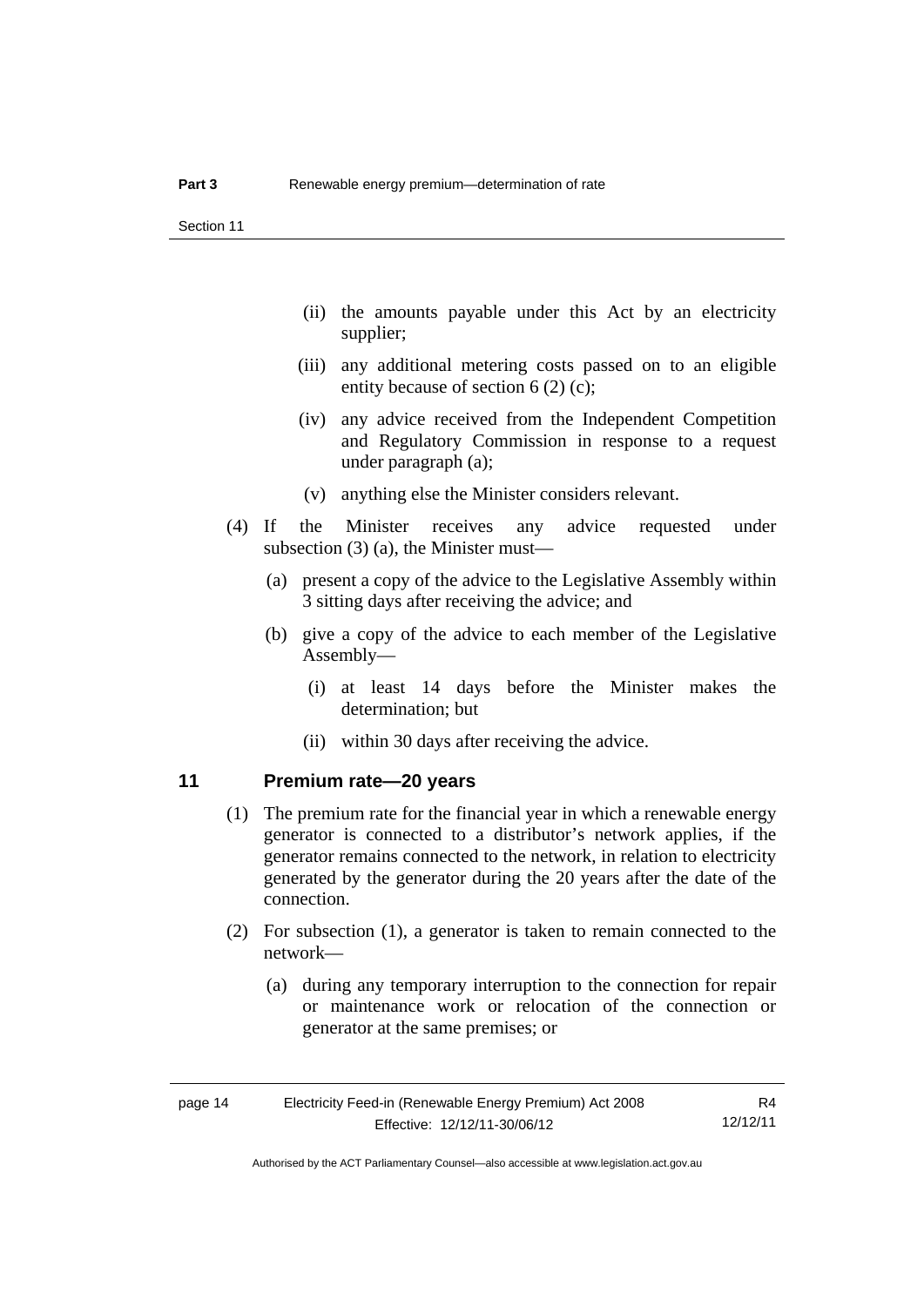(ii) the amounts payable under this Act by an electricity supplier;

(iii) any additional metering costs passed on to an eligible entity because of section 6 (2) (c);

(iv) any advice received from the Independent Competition and Regulatory Commission in response to a request under paragraph (a);

(v) anything else the Minister considers relevant.

(4) If the Minister receives any advice requested under subsection (3) (a), the Minister must—

(a) present a copy of the advice to the Legislative Assembly within 3 sitting days after receiving the advice; and

(b) give a copy of the advice to each member of the Legislative Assembly—

(i) at least 14 days before the Minister makes the determination; but

(ii) within 30 days after receiving the advice.

## 11 Premium rate—20 years

(1) The premium rate for the financial year in which a renewable energy generator is connected to a distributor's network applies, if the generator remains connected to the network, in relation to electricity generated by the generator during the 20 years after the date of the connection.

(2) For subsection (1), a generator is taken to remain connected to the network—

(a) during any temporary interruption to the connection for repair or maintenance work or relocation of the connection or generator at the same premises; or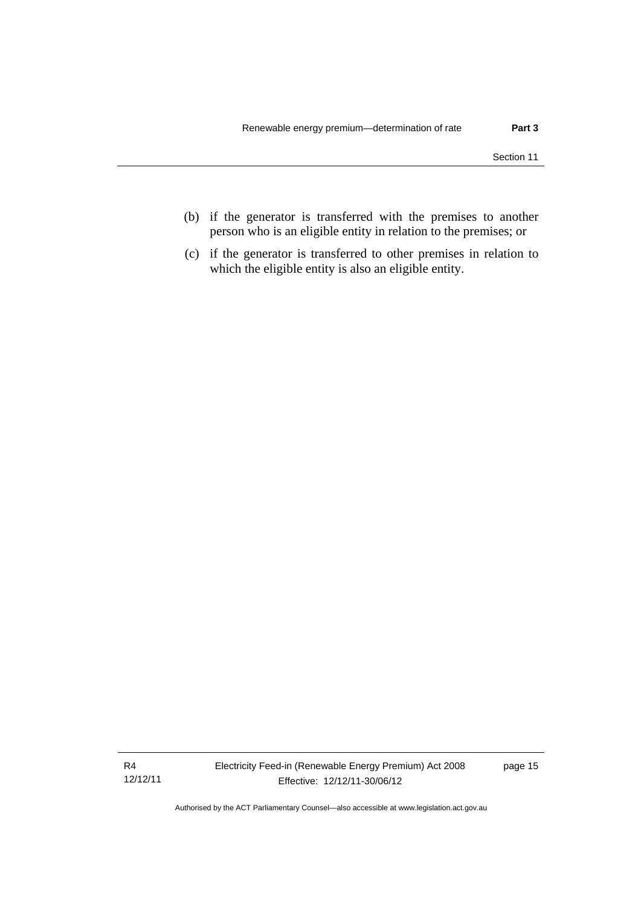(b) if the generator is transferred with the premises to another person who is an eligible entity in relation to the premises; or

(c) if the generator is transferred to other premises in relation to which the eligible entity is also an eligible entity.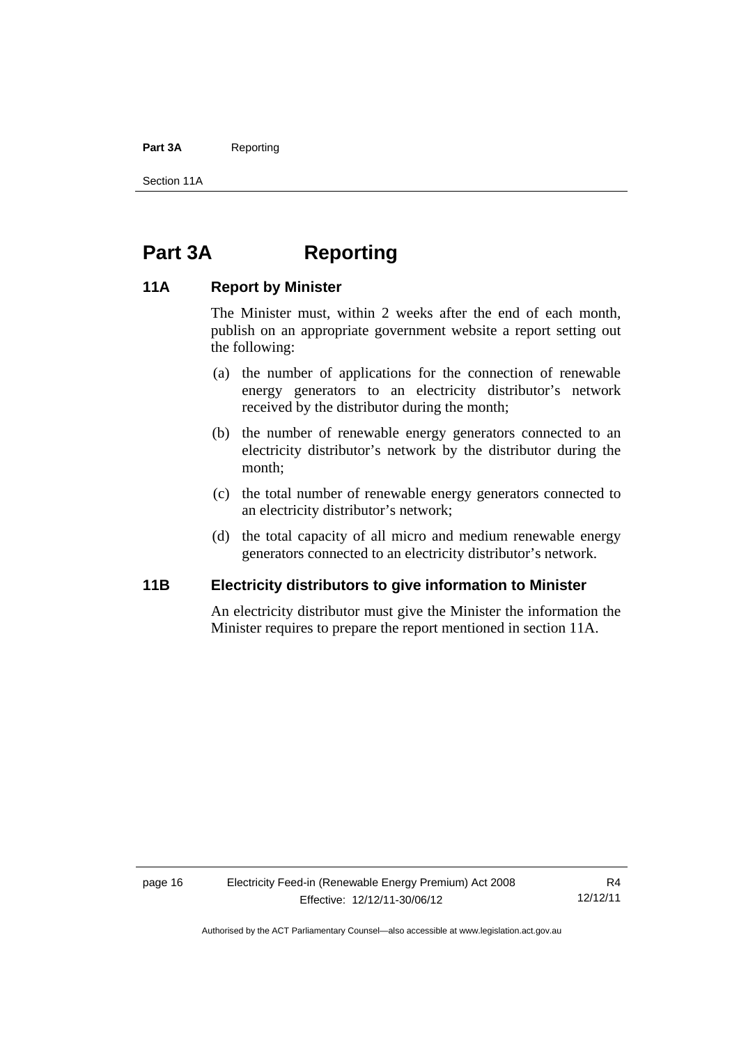# Part 3A Reporting

## 11A Report by Minister

The Minister must, within 2 weeks after the end of each month, publish on an appropriate government website a report setting out the following:

(a) the number of applications for the connection of renewable energy generators to an electricity distributor's network received by the distributor during the month;

(b) the number of renewable energy generators connected to an electricity distributor's network by the distributor during the month;

(c) the total number of renewable energy generators connected to an electricity distributor's network;

(d) the total capacity of all micro and medium renewable energy generators connected to an electricity distributor's network.

## 11B Electricity distributors to give information to Minister

An electricity distributor must give the Minister the information the Minister requires to prepare the report mentioned in section 11A.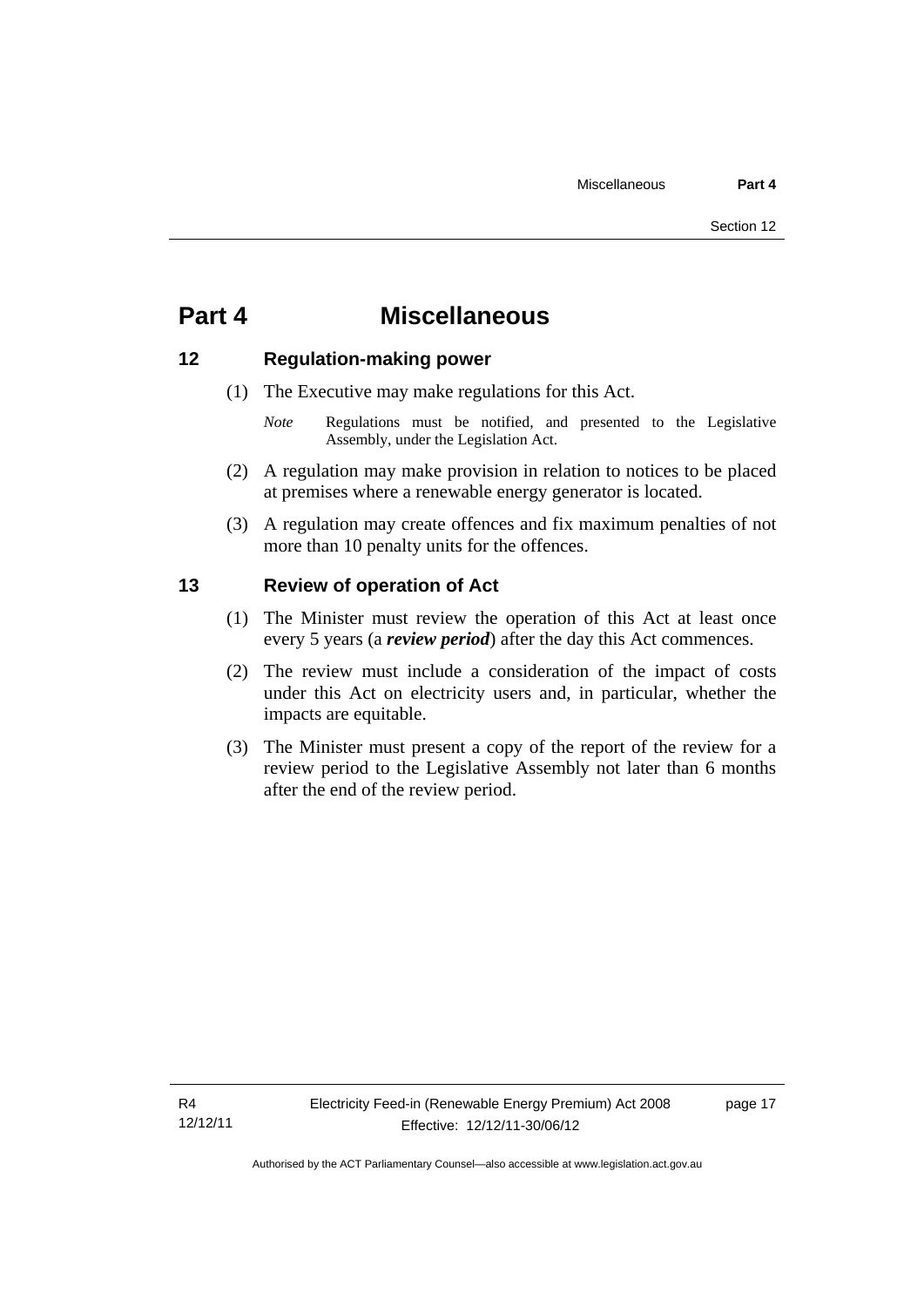# Part 4 Miscellaneous

## 12 Regulation-making power

(1) The Executive may make regulations for this Act.

*Note* Regulations must be notified, and presented to the Legislative Assembly, under the Legislation Act.

(2) A regulation may make provision in relation to notices to be placed at premises where a renewable energy generator is located.

(3) A regulation may create offences and fix maximum penalties of not more than 10 penalty units for the offences.

## 13 Review of operation of Act

(1) The Minister must review the operation of this Act at least once every 5 years (a ***review period***) after the day this Act commences.

(2) The review must include a consideration of the impact of costs under this Act on electricity users and, in particular, whether the impacts are equitable.

(3) The Minister must present a copy of the report of the review for a review period to the Legislative Assembly not later than 6 months after the end of the review period.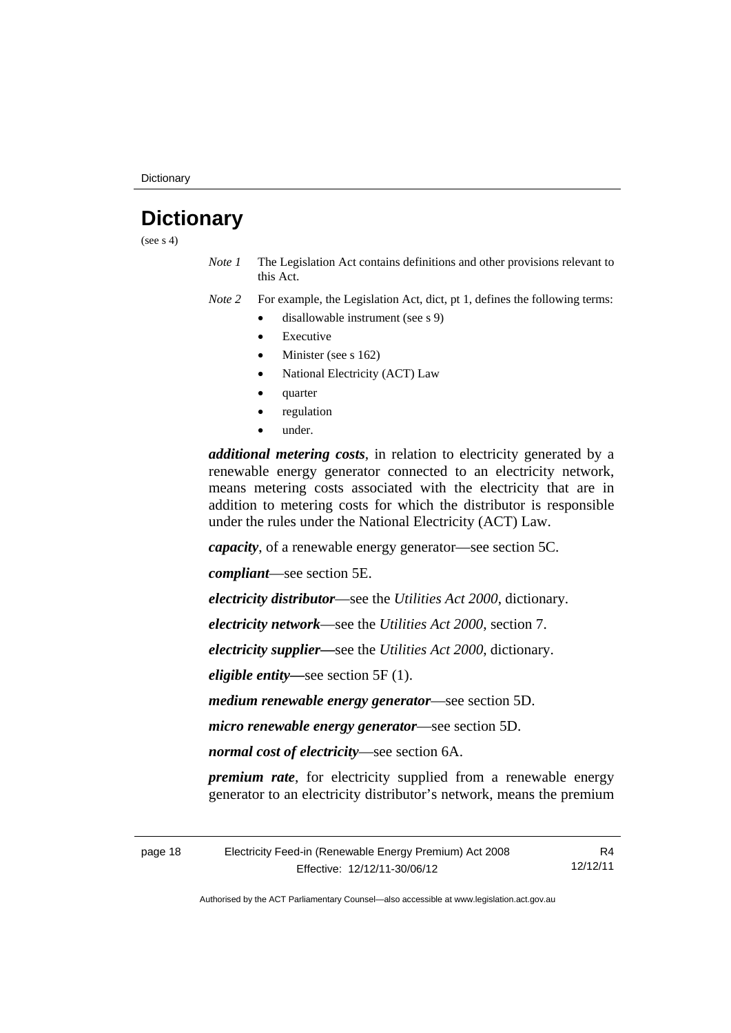# Dictionary

(see s 4)

*Note 1* The Legislation Act contains definitions and other provisions relevant to this Act.

*Note 2* For example, the Legislation Act, dict, pt 1, defines the following terms:

- disallowable instrument (see s 9)
- Executive
- Minister (see s 162)
- National Electricity (ACT) Law
- quarter
- regulation
- under.

***additional metering costs***, in relation to electricity generated by a renewable energy generator connected to an electricity network, means metering costs associated with the electricity that are in addition to metering costs for which the distributor is responsible under the rules under the National Electricity (ACT) Law.

***capacity***, of a renewable energy generator—see section 5C.

***compliant***—see section 5E.

***electricity distributor***—see the *Utilities Act 2000*, dictionary.

***electricity network***—see the *Utilities Act 2000*, section 7.

***electricity supplier—***see the *Utilities Act 2000*, dictionary.

***eligible entity—***see section 5F (1).

***medium renewable energy generator***—see section 5D.

***micro renewable energy generator***—see section 5D.

***normal cost of electricity***—see section 6A.

***premium rate***, for electricity supplied from a renewable energy generator to an electricity distributor's network, means the premium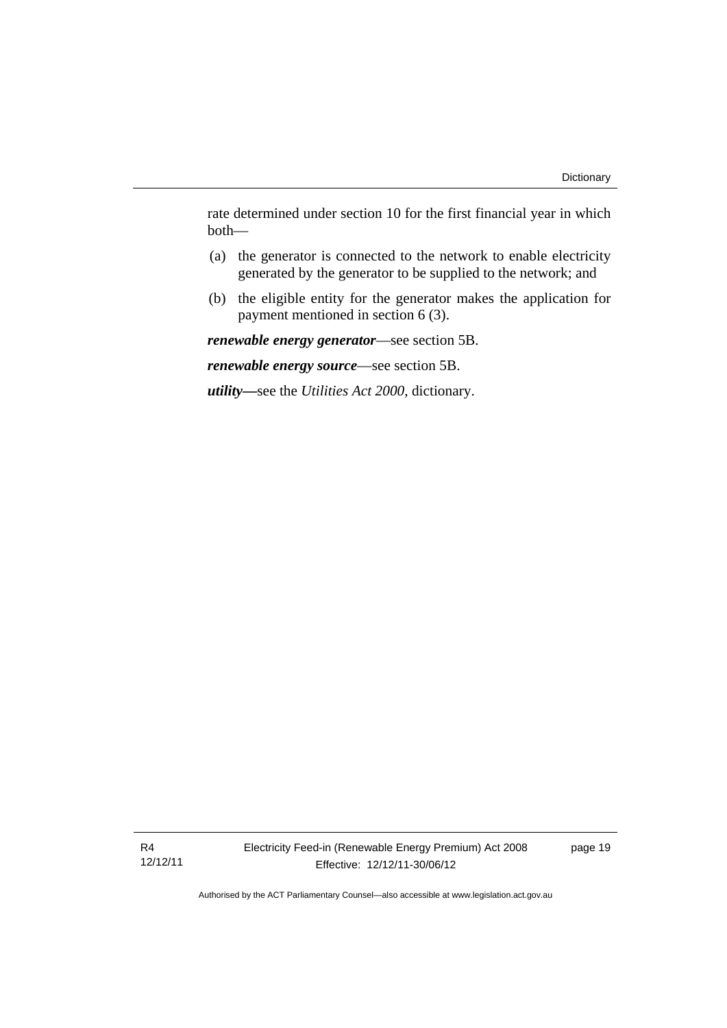rate determined under section 10 for the first financial year in which both—

(a) the generator is connected to the network to enable electricity generated by the generator to be supplied to the network; and

(b) the eligible entity for the generator makes the application for payment mentioned in section 6 (3).

***renewable energy generator***—see section 5B.

***renewable energy source***—see section 5B.

***utility***—see the *Utilities Act 2000*, dictionary.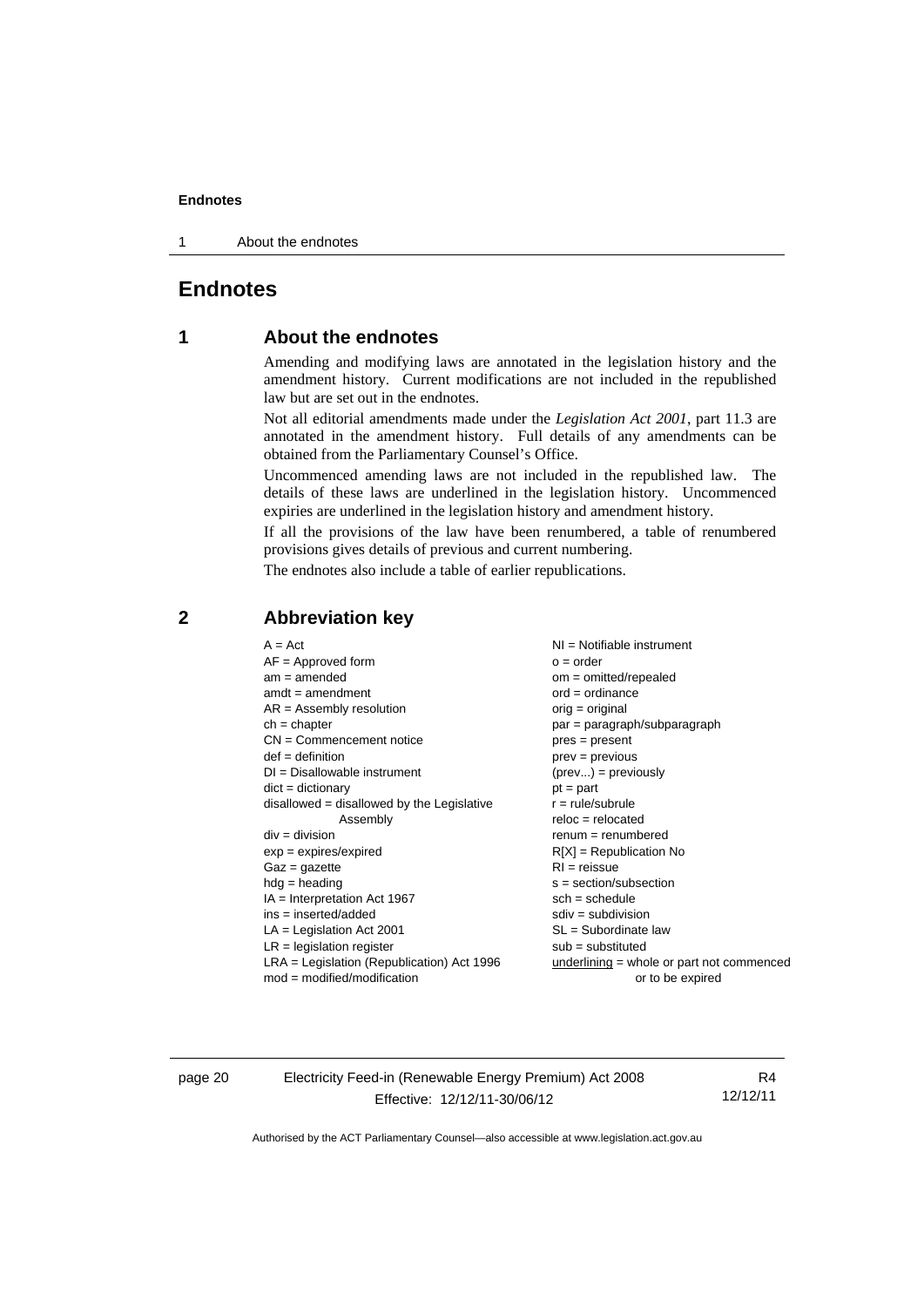# Endnotes

## 1 About the endnotes

Amending and modifying laws are annotated in the legislation history and the amendment history. Current modifications are not included in the republished law but are set out in the endnotes.

Not all editorial amendments made under the *Legislation Act 2001*, part 11.3 are annotated in the amendment history. Full details of any amendments can be obtained from the Parliamentary Counsel's Office.

Uncommenced amending laws are not included in the republished law. The details of these laws are underlined in the legislation history. Uncommenced expiries are underlined in the legislation history and amendment history.

If all the provisions of the law have been renumbered, a table of renumbered provisions gives details of previous and current numbering.

The endnotes also include a table of earlier republications.

## 2 Abbreviation key

A = Act
AF = Approved form
am = amended
amdt = amendment
AR = Assembly resolution
ch = chapter
CN = Commencement notice
def = definition
DI = Disallowable instrument
dict = dictionary
disallowed = disallowed by the Legislative Assembly
div = division
exp = expires/expired
Gaz = gazette
hdg = heading
IA = Interpretation Act 1967
ins = inserted/added
LA = Legislation Act 2001
LR = legislation register
LRA = Legislation (Republication) Act 1996
mod = modified/modification
NI = Notifiable instrument
o = order
om = omitted/repealed
ord = ordinance
orig = original
par = paragraph/subparagraph
pres = present
prev = previous
(prev...) = previously
pt = part
r = rule/subrule
reloc = relocated
renum = renumbered
R[X] = Republication No
RI = reissue
s = section/subsection
sch = schedule
sdiv = subdivision
SL = Subordinate law
sub = substituted
underlining = whole or part not commenced or to be expired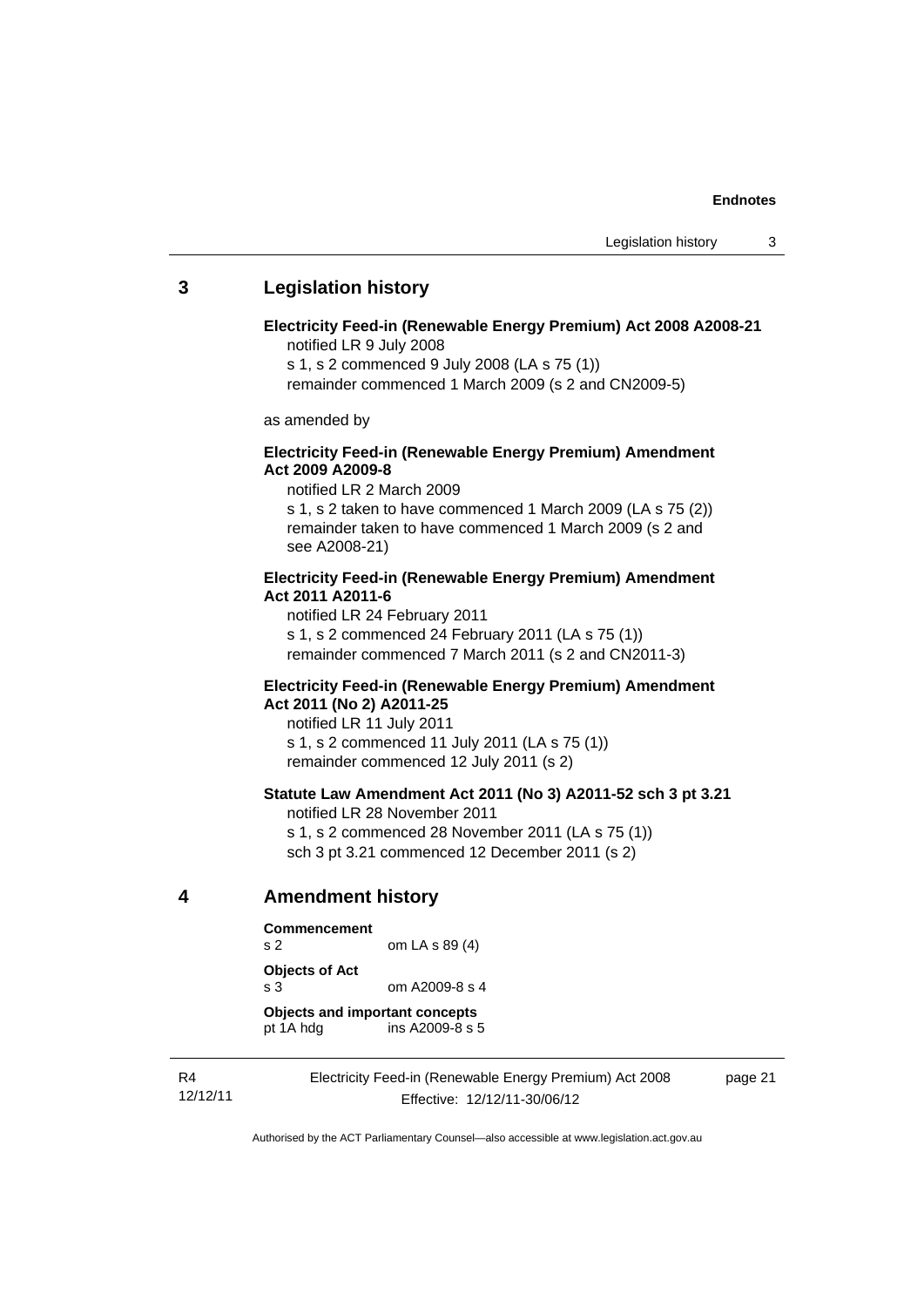## 3 Legislation history

**Electricity Feed-in (Renewable Energy Premium) Act 2008 A2008-21**

notified LR 9 July 2008

s 1, s 2 commenced 9 July 2008 (LA s 75 (1))

remainder commenced 1 March 2009 (s 2 and CN2009-5)

as amended by

**Electricity Feed-in (Renewable Energy Premium) Amendment Act 2009 A2009-8**

notified LR 2 March 2009

s 1, s 2 taken to have commenced 1 March 2009 (LA s 75 (2))

remainder taken to have commenced 1 March 2009 (s 2 and see A2008-21)

**Electricity Feed-in (Renewable Energy Premium) Amendment Act 2011 A2011-6**

notified LR 24 February 2011

s 1, s 2 commenced 24 February 2011 (LA s 75 (1))

remainder commenced 7 March 2011 (s 2 and CN2011-3)

**Electricity Feed-in (Renewable Energy Premium) Amendment Act 2011 (No 2) A2011-25**

notified LR 11 July 2011

s 1, s 2 commenced 11 July 2011 (LA s 75 (1))

remainder commenced 12 July 2011 (s 2)

**Statute Law Amendment Act 2011 (No 3) A2011-52 sch 3 pt 3.21**

notified LR 28 November 2011

s 1, s 2 commenced 28 November 2011 (LA s 75 (1))

sch 3 pt 3.21 commenced 12 December 2011 (s 2)

## 4 Amendment history

**Commencement**

s 2 om LA s 89 (4)

**Objects of Act**

s 3 om A2009-8 s 4

**Objects and important concepts**

pt 1A hdg ins A2009-8 s 5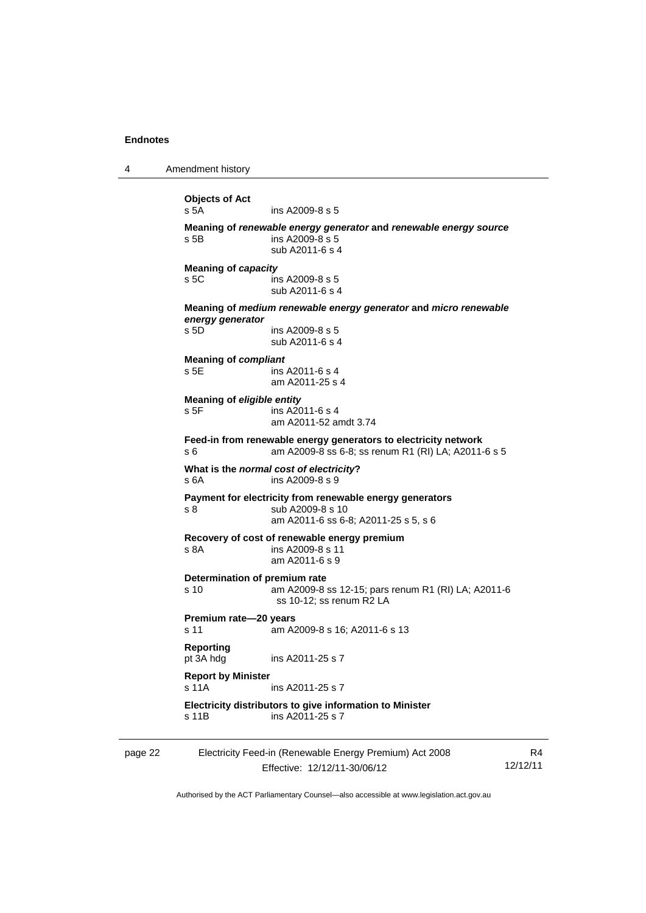**Objects of Act**
s 5A ins A2009-8 s 5

**Meaning of *renewable energy generator* and *renewable energy source***
s 5B ins A2009-8 s 5
sub A2011-6 s 4

**Meaning of *capacity***
s 5C ins A2009-8 s 5
sub A2011-6 s 4

**Meaning of *medium renewable energy generator* and *micro renewable energy generator***
s 5D ins A2009-8 s 5
sub A2011-6 s 4

**Meaning of *compliant***
s 5E ins A2011-6 s 4
am A2011-25 s 4

**Meaning of *eligible entity***
s 5F ins A2011-6 s 4
am A2011-52 amdt 3.74

**Feed-in from renewable energy generators to electricity network**
s 6 am A2009-8 ss 6-8; ss renum R1 (RI) LA; A2011-6 s 5

**What is the *normal cost of electricity*?**
s 6A ins A2009-8 s 9

**Payment for electricity from renewable energy generators**
s 8 sub A2009-8 s 10
am A2011-6 ss 6-8; A2011-25 s 5, s 6

**Recovery of cost of renewable energy premium**
s 8A ins A2009-8 s 11
am A2011-6 s 9

**Determination of premium rate**
s 10 am A2009-8 ss 12-15; pars renum R1 (RI) LA; A2011-6 ss 10-12; ss renum R2 LA

**Premium rate—20 years**
s 11 am A2009-8 s 16; A2011-6 s 13

**Reporting**
pt 3A hdg ins A2011-25 s 7

**Report by Minister**
s 11A ins A2011-25 s 7

**Electricity distributors to give information to Minister**
s 11B ins A2011-25 s 7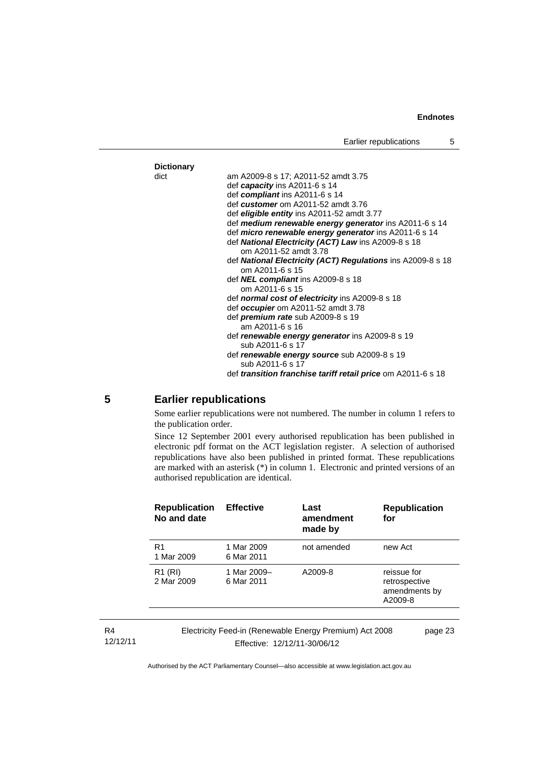**Dictionary**

dict — am A2009-8 s 17; A2011-52 amdt 3.75

def ***capacity*** ins A2011-6 s 14

def ***compliant*** ins A2011-6 s 14

def ***customer*** om A2011-52 amdt 3.76

def ***eligible entity*** ins A2011-52 amdt 3.77

def ***medium renewable energy generator*** ins A2011-6 s 14

def ***micro renewable energy generator*** ins A2011-6 s 14

def ***National Electricity (ACT) Law*** ins A2009-8 s 18
om A2011-52 amdt 3.78

def ***National Electricity (ACT) Regulations*** ins A2009-8 s 18
om A2011-6 s 15

def ***NEL compliant*** ins A2009-8 s 18
om A2011-6 s 15

def ***normal cost of electricity*** ins A2009-8 s 18

def ***occupier*** om A2011-52 amdt 3.78

def ***premium rate*** sub A2009-8 s 19
am A2011-6 s 16

def ***renewable energy generator*** ins A2009-8 s 19
sub A2011-6 s 17

def ***renewable energy source*** sub A2009-8 s 19
sub A2011-6 s 17

def ***transition franchise tariff retail price*** om A2011-6 s 18

## 5 Earlier republications

Some earlier republications were not numbered. The number in column 1 refers to the publication order.

Since 12 September 2001 every authorised republication has been published in electronic pdf format on the ACT legislation register. A selection of authorised republications have also been published in printed format. These republications are marked with an asterisk (*) in column 1. Electronic and printed versions of an authorised republication are identical.

| Republication No and date | Effective | Last amendment made by | Republication for |
|---|---|---|---|
| R1 1 Mar 2009 | 1 Mar 2009 6 Mar 2011 | not amended | new Act |
| R1 (RI) 2 Mar 2009 | 1 Mar 2009– 6 Mar 2011 | A2009-8 | reissue for retrospective amendments by A2009-8 |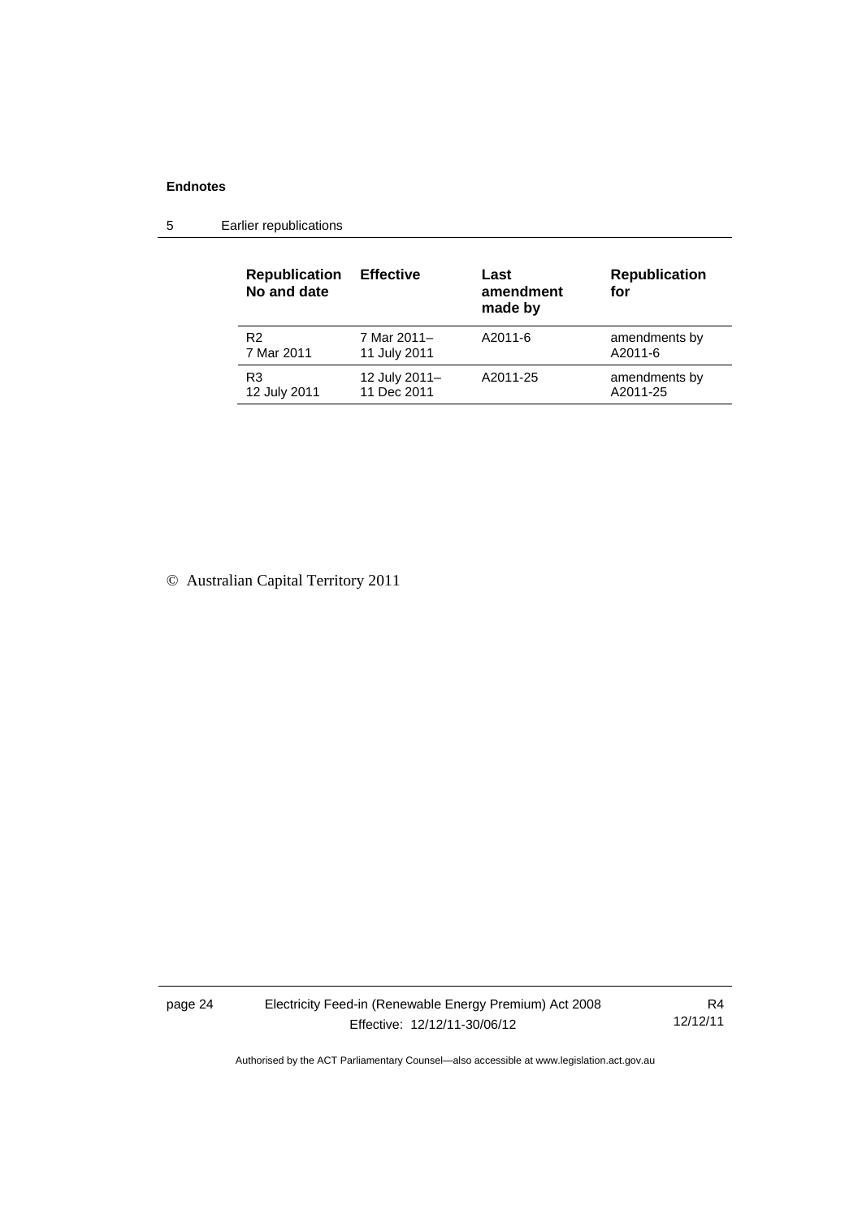## 5 Earlier republications

| Republication No and date | Effective | Last amendment made by | Republication for |
|---|---|---|---|
| R2<br>7 Mar 2011 | 7 Mar 2011–<br>11 July 2011 | A2011-6 | amendments by<br>A2011-6 |
| R3<br>12 July 2011 | 12 July 2011–<br>11 Dec 2011 | A2011-25 | amendments by<br>A2011-25 |

© Australian Capital Territory 2011